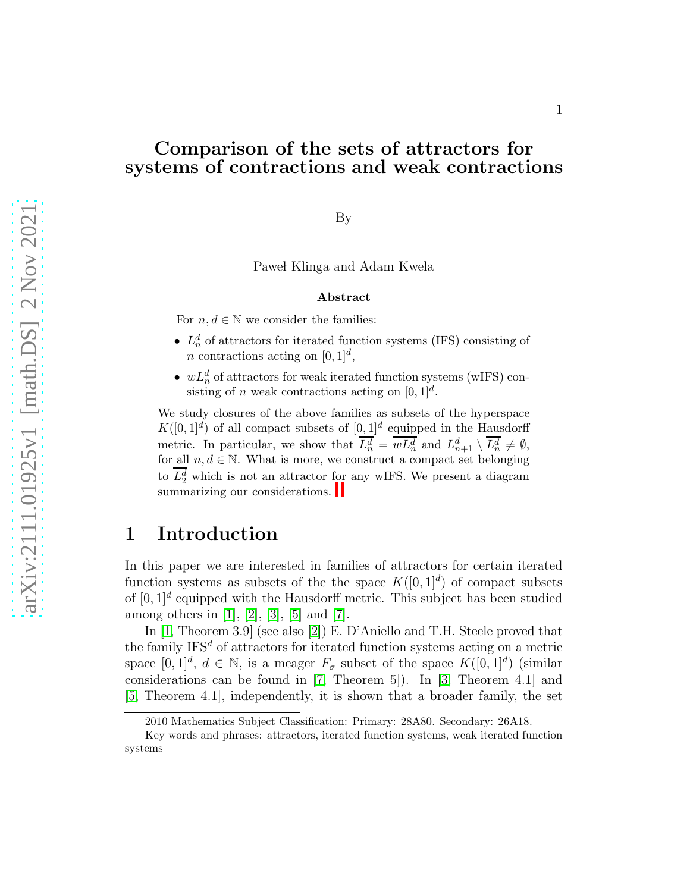# Comparison of the sets of attractors for systems of contractions and weak contractions

By

Paweł Klinga and Adam Kwela

**Abstract**

For $n, d \in \mathbb{N}$ we consider the families:

- $L_n^d$ of attractors for iterated function systems (IFS) consisting of $n$ contractions acting on $[0,1]^d$,
- $wL_n^d$ of attractors for weak iterated function systems (wIFS) consisting of $n$ weak contractions acting on $[0,1]^d$.

We study closures of the above families as subsets of the hyperspace $K([0,1]^d)$ of all compact subsets of $[0,1]^d$ equipped in the Hausdorff metric. In particular, we show that $\overline{L_n^d} = \overline{wL_n^d}$ and $L_{n+1}^d \setminus \overline{L_n^d} \neq \emptyset$, for all $n, d \in \mathbb{N}$. What is more, we construct a compact set belonging to $\overline{L_2^d}$ which is not an attractor for any wIFS. We present a diagram summarizing our considerations.

## 1 Introduction

In this paper we are interested in families of attractors for certain iterated function systems as subsets of the the space $K([0,1]^d)$ of compact subsets of $[0,1]^d$ equipped with the Hausdorff metric. This subject has been studied among others in [1], [2], [3], [5] and [7].

In [1, Theorem 3.9] (see also [2]) E. D'Aniello and T.H. Steele proved that the family $\text{IFS}^d$ of attractors for iterated function systems acting on a metric space $[0,1]^d$, $d \in \mathbb{N}$, is a meager $F_\sigma$ subset of the space $K([0,1]^d)$ (similar considerations can be found in [7, Theorem 5]). In [3, Theorem 4.1] and [5, Theorem 4.1], independently, it is shown that a broader family, the set

2010 Mathematics Subject Classification: Primary: 28A80. Secondary: 26A18.

Key words and phrases: attractors, iterated function systems, weak iterated function systems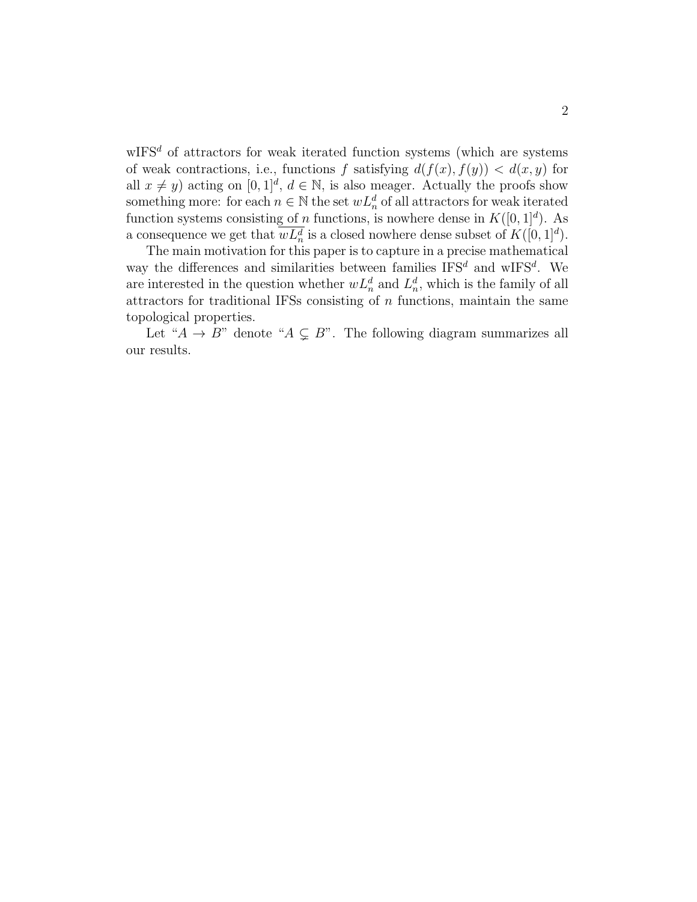wIFS$^d$ of attractors for weak iterated function systems (which are systems of weak contractions, i.e., functions $f$ satisfying $d(f(x), f(y)) < d(x, y)$ for all $x \neq y$) acting on $[0, 1]^d$, $d \in \mathbb{N}$, is also meager. Actually the proofs show something more: for each $n \in \mathbb{N}$ the set $wL_n^d$ of all attractors for weak iterated function systems consisting of $n$ functions, is nowhere dense in $K([0, 1]^d)$. As a consequence we get that $\overline{wL_n^d}$ is a closed nowhere dense subset of $K([0, 1]^d)$.

The main motivation for this paper is to capture in a precise mathematical way the differences and similarities between families IFS$^d$ and wIFS$^d$. We are interested in the question whether $wL_n^d$ and $L_n^d$, which is the family of all attractors for traditional IFSs consisting of $n$ functions, maintain the same topological properties.

Let "$A \to B$" denote "$A \subsetneq B$". The following diagram summarizes all our results.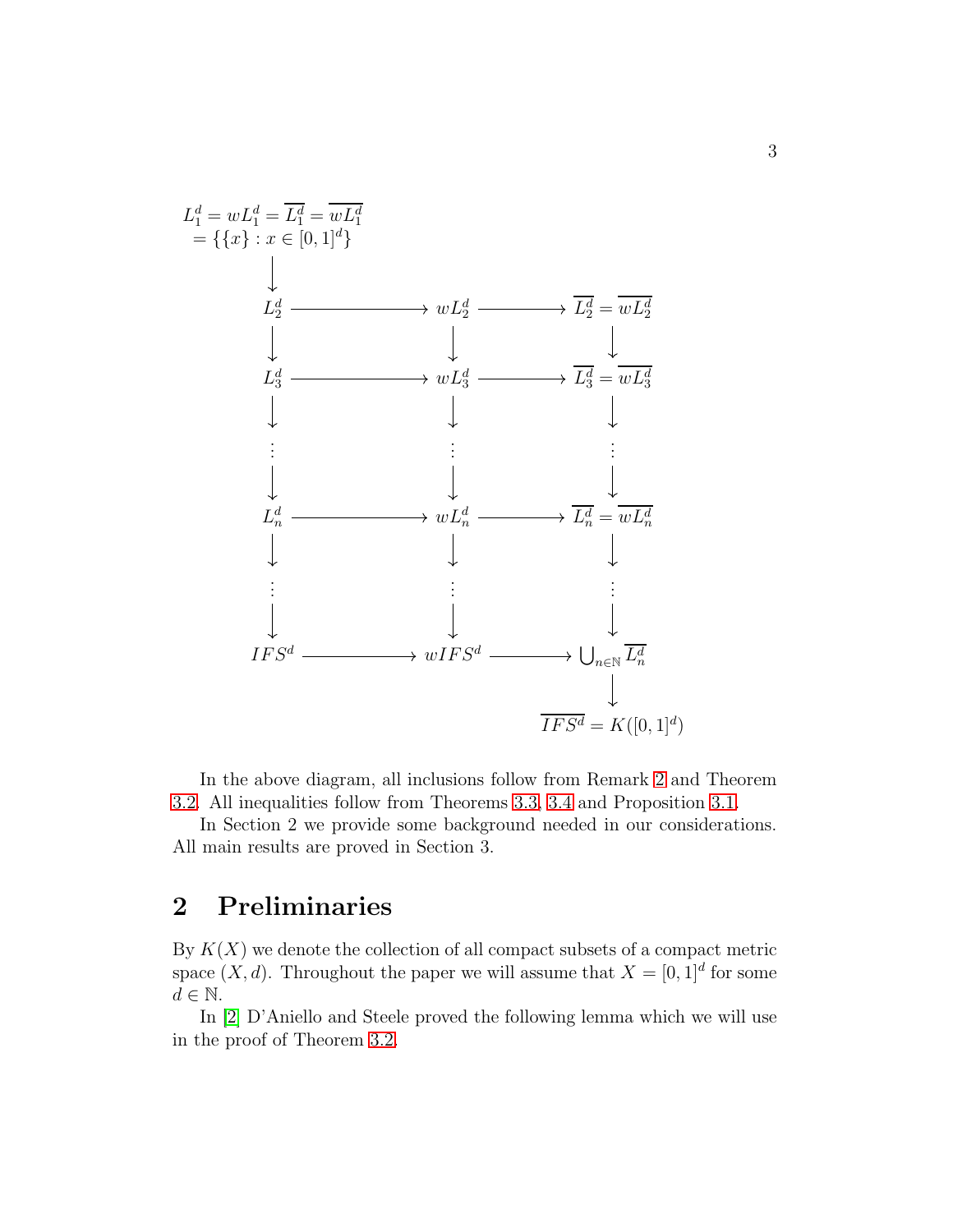$$
\begin{array}{ccccc}
\begin{array}{c} L_1^d = wL_1^d = \overline{L_1^d} = \overline{wL_1^d} \\ = \{\{x\} : x \in [0,1]^d\} \end{array} & & & & \\
\downarrow & & & & \\
L_2^d & \longrightarrow & wL_2^d & \longrightarrow & \overline{L_2^d} = \overline{wL_2^d} \\
\downarrow & & \downarrow & & \downarrow \\
L_3^d & \longrightarrow & wL_3^d & \longrightarrow & \overline{L_3^d} = \overline{wL_3^d} \\
\downarrow & & \downarrow & & \downarrow \\
\vdots & & \vdots & & \vdots \\
\downarrow & & \downarrow & & \downarrow \\
L_n^d & \longrightarrow & wL_n^d & \longrightarrow & \overline{L_n^d} = \overline{wL_n^d} \\
\downarrow & & \downarrow & & \downarrow \\
\vdots & & \vdots & & \vdots \\
\downarrow & & \downarrow & & \downarrow \\
IFS^d & \longrightarrow & wIFS^d & \longrightarrow & \bigcup_{n\in\mathbb{N}} \overline{L_n^d} \\
 & & & & \downarrow \\
 & & & & \overline{IFS^d} = K([0,1]^d)
\end{array}
$$

In the above diagram, all inclusions follow from Remark 2 and Theorem 3.2. All inequalities follow from Theorems 3.3, 3.4 and Proposition 3.1.

In Section 2 we provide some background needed in our considerations. All main results are proved in Section 3.

## 2 Preliminaries

By $K(X)$ we denote the collection of all compact subsets of a compact metric space $(X, d)$. Throughout the paper we will assume that $X = [0, 1]^d$ for some $d \in \mathbb{N}$.

In [2] D'Aniello and Steele proved the following lemma which we will use in the proof of Theorem 3.2.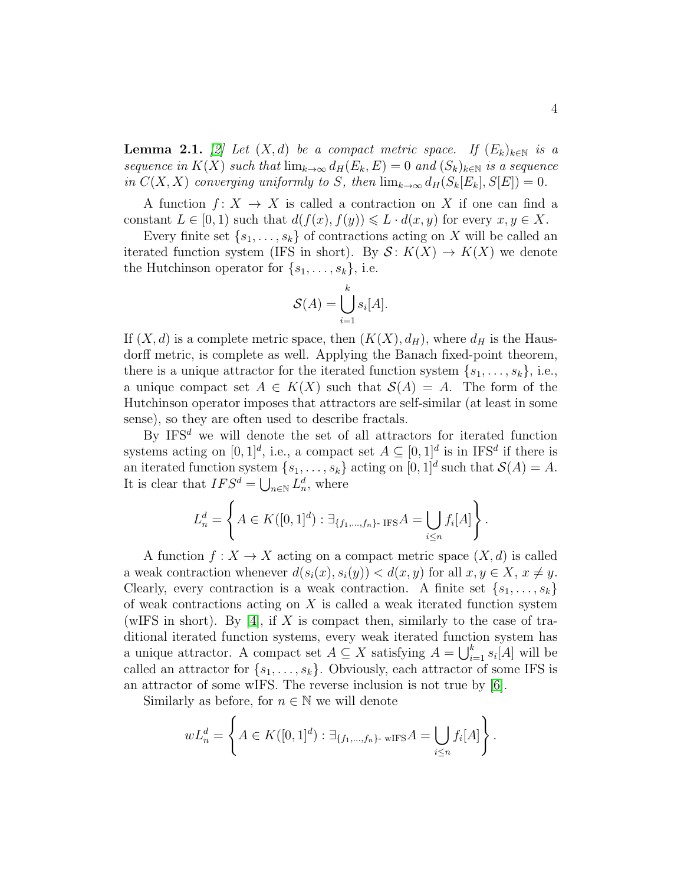**Lemma 2.1.** [2] *Let $(X, d)$ be a compact metric space. If $(E_k)_{k\in\mathbb{N}}$ is a sequence in $K(X)$ such that $\lim_{k\to\infty} d_H(E_k, E) = 0$ and $(S_k)_{k\in\mathbb{N}}$ is a sequence in $C(X, X)$ converging uniformly to $S$, then $\lim_{k\to\infty} d_H(S_k[E_k], S[E]) = 0$.*

A function $f: X \to X$ is called a contraction on $X$ if one can find a constant $L \in [0, 1)$ such that $d(f(x), f(y)) \leqslant L \cdot d(x, y)$ for every $x, y \in X$.

Every finite set $\{s_1, \ldots, s_k\}$ of contractions acting on $X$ will be called an iterated function system (IFS in short). By $\mathcal{S}: K(X) \to K(X)$ we denote the Hutchinson operator for $\{s_1, \ldots, s_k\}$, i.e.

$$\mathcal{S}(A) = \bigcup_{i=1}^{k} s_i[A].$$

If $(X, d)$ is a complete metric space, then $(K(X), d_H)$, where $d_H$ is the Hausdorff metric, is complete as well. Applying the Banach fixed-point theorem, there is a unique attractor for the iterated function system $\{s_1, \ldots, s_k\}$, i.e., a unique compact set $A \in K(X)$ such that $\mathcal{S}(A) = A$. The form of the Hutchinson operator imposes that attractors are self-similar (at least in some sense), so they are often used to describe fractals.

By $\mathrm{IFS}^d$ we will denote the set of all attractors for iterated function systems acting on $[0, 1]^d$, i.e., a compact set $A \subseteq [0, 1]^d$ is in $\mathrm{IFS}^d$ if there is an iterated function system $\{s_1, \ldots, s_k\}$ acting on $[0, 1]^d$ such that $\mathcal{S}(A) = A$. It is clear that $IFS^d = \bigcup_{n\in\mathbb{N}} L_n^d$, where

$$L_n^d = \left\{ A \in K([0, 1]^d) : \exists_{\{f_1,\ldots,f_n\}\text{- IFS}} A = \bigcup_{i\leq n} f_i[A] \right\}.$$

A function $f : X \to X$ acting on a compact metric space $(X, d)$ is called a weak contraction whenever $d(s_i(x), s_i(y)) < d(x, y)$ for all $x, y \in X$, $x \neq y$. Clearly, every contraction is a weak contraction. A finite set $\{s_1, \ldots, s_k\}$ of weak contractions acting on $X$ is called a weak iterated function system (wIFS in short). By [4], if $X$ is compact then, similarly to the case of traditional iterated function systems, every weak iterated function system has a unique attractor. A compact set $A \subseteq X$ satisfying $A = \bigcup_{i=1}^{k} s_i[A]$ will be called an attractor for $\{s_1, \ldots, s_k\}$. Obviously, each attractor of some IFS is an attractor of some wIFS. The reverse inclusion is not true by [6].

Similarly as before, for $n \in \mathbb{N}$ we will denote

$$wL_n^d = \left\{ A \in K([0, 1]^d) : \exists_{\{f_1,\ldots,f_n\}\text{- wIFS}} A = \bigcup_{i\leq n} f_i[A] \right\}.$$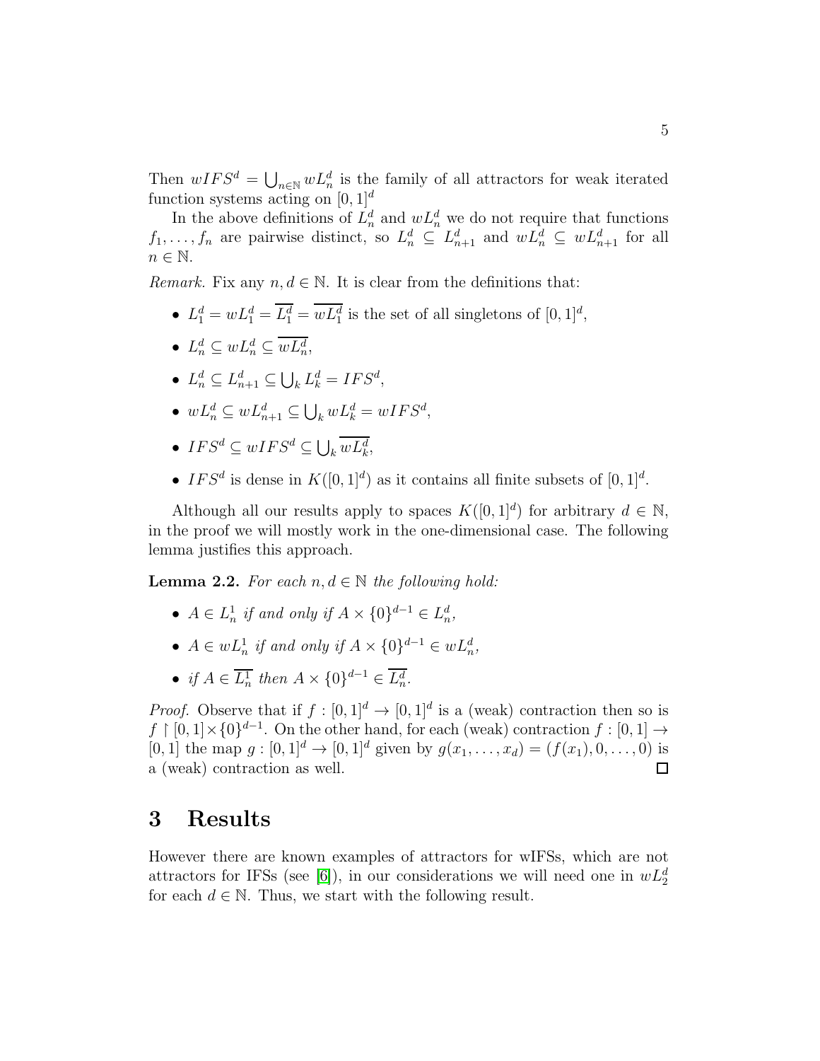Then $wIFS^d = \bigcup_{n\in\mathbb{N}} wL_n^d$ is the family of all attractors for weak iterated function systems acting on $[0,1]^d$

In the above definitions of $L_n^d$ and $wL_n^d$ we do not require that functions $f_1, \ldots, f_n$ are pairwise distinct, so $L_n^d \subseteq L_{n+1}^d$ and $wL_n^d \subseteq wL_{n+1}^d$ for all $n \in \mathbb{N}$.

*Remark.* Fix any $n, d \in \mathbb{N}$. It is clear from the definitions that:

- $L_1^d = wL_1^d = \overline{L_1^d} = \overline{wL_1^d}$ is the set of all singletons of $[0,1]^d$,
- $L_n^d \subseteq wL_n^d \subseteq \overline{wL_n^d}$,
- $L_n^d \subseteq L_{n+1}^d \subseteq \bigcup_k L_k^d = IFS^d$,
- $wL_n^d \subseteq wL_{n+1}^d \subseteq \bigcup_k wL_k^d = wIFS^d$,
- $IFS^d \subseteq wIFS^d \subseteq \bigcup_k \overline{wL_k^d}$,
- $IFS^d$ is dense in $K([0,1]^d)$ as it contains all finite subsets of $[0,1]^d$.

Although all our results apply to spaces $K([0,1]^d)$ for arbitrary $d \in \mathbb{N}$, in the proof we will mostly work in the one-dimensional case. The following lemma justifies this approach.

**Lemma 2.2.** *For each $n, d \in \mathbb{N}$ the following hold:*

- *$A \in L_n^1$ if and only if $A \times \{0\}^{d-1} \in L_n^d$,*
- *$A \in wL_n^1$ if and only if $A \times \{0\}^{d-1} \in wL_n^d$,*
- *if $A \in \overline{L_n^1}$ then $A \times \{0\}^{d-1} \in \overline{L_n^d}$.*

*Proof.* Observe that if $f : [0,1]^d \to [0,1]^d$ is a (weak) contraction then so is $f \restriction [0,1] \times \{0\}^{d-1}$. On the other hand, for each (weak) contraction $f : [0,1] \to [0,1]$ the map $g : [0,1]^d \to [0,1]^d$ given by $g(x_1, \ldots, x_d) = (f(x_1), 0, \ldots, 0)$ is a (weak) contraction as well. $\square$

# 3 Results

However there are known examples of attractors for wIFSs, which are not attractors for IFSs (see [6]), in our considerations we will need one in $wL_2^d$ for each $d \in \mathbb{N}$. Thus, we start with the following result.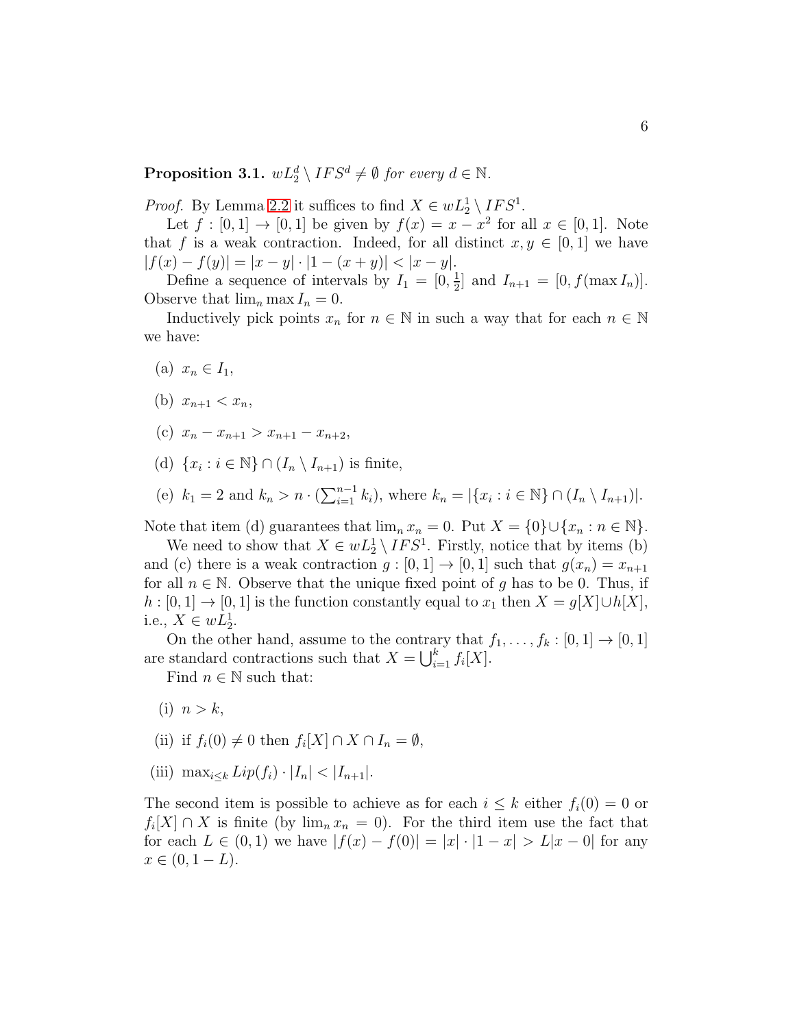**Proposition 3.1.** *$wL_2^d \setminus IFS^d \neq \emptyset$ for every $d \in \mathbb{N}$.*

*Proof.* By Lemma 2.2 it suffices to find $X \in wL_2^1 \setminus IFS^1$.

Let $f : [0,1] \to [0,1]$ be given by $f(x) = x - x^2$ for all $x \in [0,1]$. Note that $f$ is a weak contraction. Indeed, for all distinct $x, y \in [0,1]$ we have $|f(x) - f(y)| = |x - y| \cdot |1 - (x + y)| < |x - y|$.

Define a sequence of intervals by $I_1 = [0, \frac{1}{2}]$ and $I_{n+1} = [0, f(\max I_n)]$. Observe that $\lim_n \max I_n = 0$.

Inductively pick points $x_n$ for $n \in \mathbb{N}$ in such a way that for each $n \in \mathbb{N}$ we have:

(a) $x_n \in I_1$,

(b) $x_{n+1} < x_n$,

(c) $x_n - x_{n+1} > x_{n+1} - x_{n+2}$,

(d) $\{x_i : i \in \mathbb{N}\} \cap (I_n \setminus I_{n+1})$ is finite,

(e) $k_1 = 2$ and $k_n > n \cdot (\sum_{i=1}^{n-1} k_i)$, where $k_n = |\{x_i : i \in \mathbb{N}\} \cap (I_n \setminus I_{n+1})|$.

Note that item (d) guarantees that $\lim_n x_n = 0$. Put $X = \{0\} \cup \{x_n : n \in \mathbb{N}\}$.

We need to show that $X \in wL_2^1 \setminus IFS^1$. Firstly, notice that by items (b) and (c) there is a weak contraction $g : [0,1] \to [0,1]$ such that $g(x_n) = x_{n+1}$ for all $n \in \mathbb{N}$. Observe that the unique fixed point of $g$ has to be 0. Thus, if $h : [0,1] \to [0,1]$ is the function constantly equal to $x_1$ then $X = g[X] \cup h[X]$, i.e., $X \in wL_2^1$.

On the other hand, assume to the contrary that $f_1, \ldots, f_k : [0,1] \to [0,1]$ are standard contractions such that $X = \bigcup_{i=1}^k f_i[X]$.

Find $n \in \mathbb{N}$ such that:

(i) $n > k$,

(ii) if $f_i(0) \neq 0$ then $f_i[X] \cap X \cap I_n = \emptyset$,

(iii) $\max_{i \leq k} Lip(f_i) \cdot |I_n| < |I_{n+1}|$.

The second item is possible to achieve as for each $i \leq k$ either $f_i(0) = 0$ or $f_i[X] \cap X$ is finite (by $\lim_n x_n = 0$). For the third item use the fact that for each $L \in (0,1)$ we have $|f(x) - f(0)| = |x| \cdot |1 - x| > L|x - 0|$ for any $x \in (0, 1 - L)$.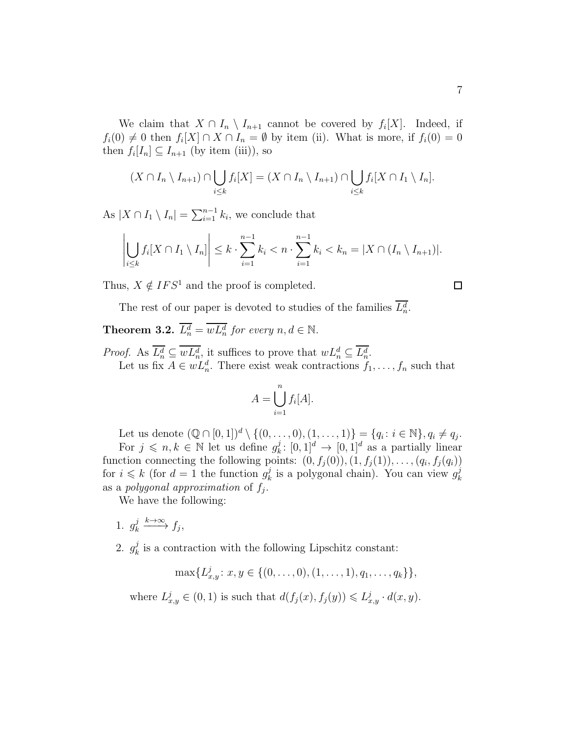We claim that $X \cap I_n \setminus I_{n+1}$ cannot be covered by $f_i[X]$. Indeed, if $f_i(0) \neq 0$ then $f_i[X] \cap X \cap I_n = \emptyset$ by item (ii). What is more, if $f_i(0) = 0$ then $f_i[I_n] \subseteq I_{n+1}$ (by item (iii)), so

$$(X \cap I_n \setminus I_{n+1}) \cap \bigcup_{i \leq k} f_i[X] = (X \cap I_n \setminus I_{n+1}) \cap \bigcup_{i \leq k} f_i[X \cap I_1 \setminus I_n].$$

As $|X \cap I_1 \setminus I_n| = \sum_{i=1}^{n-1} k_i$, we conclude that

$$\left| \bigcup_{i \leq k} f_i[X \cap I_1 \setminus I_n] \right| \leq k \cdot \sum_{i=1}^{n-1} k_i < n \cdot \sum_{i=1}^{n-1} k_i < k_n = |X \cap (I_n \setminus I_{n+1})|.$$

Thus, $X \notin IFS^1$ and the proof is completed. $\square$

The rest of our paper is devoted to studies of the families $\overline{L_n^d}$.

**Theorem 3.2.** *$\overline{L_n^d} = \overline{wL_n^d}$ for every $n, d \in \mathbb{N}$.*

*Proof.* As $\overline{L_n^d} \subseteq \overline{wL_n^d}$, it suffices to prove that $wL_n^d \subseteq \overline{L_n^d}$.

Let us fix $A \in wL_n^d$. There exist weak contractions $f_1, \ldots, f_n$ such that

$$A = \bigcup_{i=1}^{n} f_i[A].$$

Let us denote $(\mathbb{Q} \cap [0,1])^d \setminus \{(0, \ldots, 0), (1, \ldots, 1)\} = \{q_i : i \in \mathbb{N}\}, q_i \neq q_j$.

For $j \leqslant n, k \in \mathbb{N}$ let us define $g_k^j : [0,1]^d \to [0,1]^d$ as a partially linear function connecting the following points: $(0, f_j(0)), (1, f_j(1)), \ldots, (q_i, f_j(q_i))$ for $i \leqslant k$ (for $d = 1$ the function $g_k^j$ is a polygonal chain). You can view $g_k^j$ as a *polygonal approximation* of $f_j$.

We have the following:

1. $g_k^j \xrightarrow{k \to \infty} f_j$,
2. $g_k^j$ is a contraction with the following Lipschitz constant:

$$\max\{L_{x,y}^j : x, y \in \{(0, \ldots, 0), (1, \ldots, 1), q_1, \ldots, q_k\}\},$$

where $L_{x,y}^j \in (0,1)$ is such that $d(f_j(x), f_j(y)) \leqslant L_{x,y}^j \cdot d(x,y)$.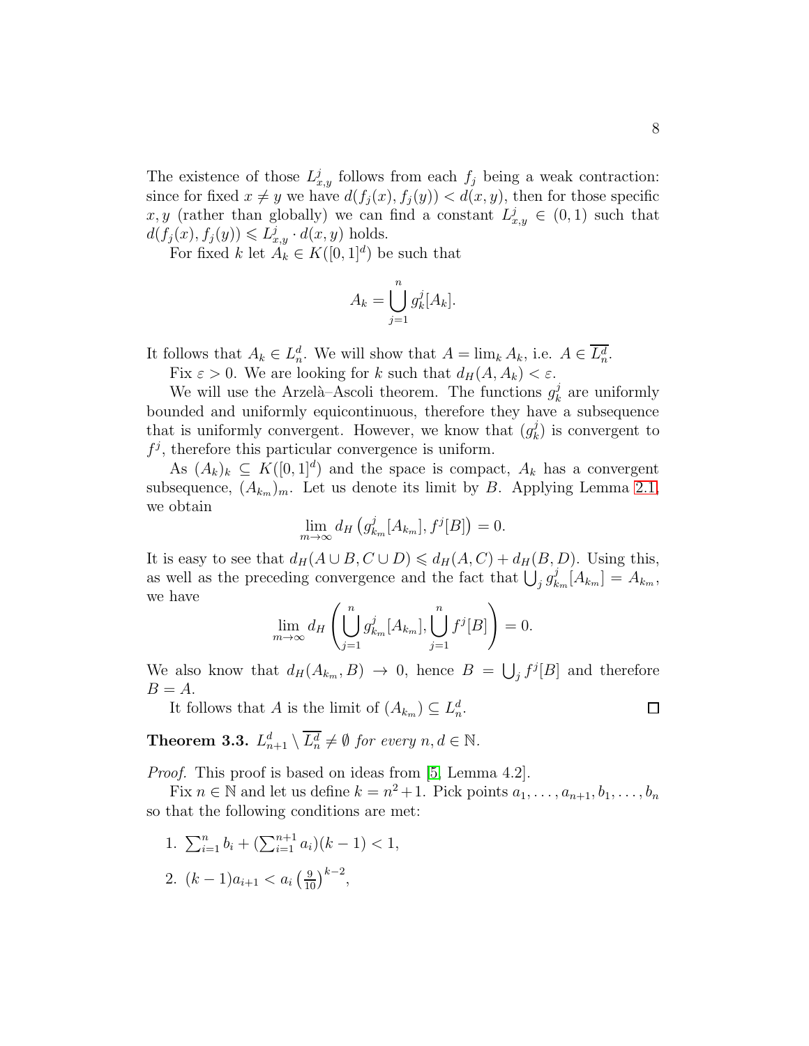The existence of those $L^j_{x,y}$ follows from each $f_j$ being a weak contraction: since for fixed $x \neq y$ we have $d(f_j(x), f_j(y)) < d(x,y)$, then for those specific $x, y$ (rather than globally) we can find a constant $L^j_{x,y} \in (0,1)$ such that $d(f_j(x), f_j(y)) \leqslant L^j_{x,y} \cdot d(x,y)$ holds.

For fixed $k$ let $A_k \in K([0,1]^d)$ be such that

$$A_k = \bigcup_{j=1}^{n} g^j_k[A_k].$$

It follows that $A_k \in L^d_n$. We will show that $A = \lim_k A_k$, i.e. $A \in \overline{L^d_n}$.

Fix $\varepsilon > 0$. We are looking for $k$ such that $d_H(A, A_k) < \varepsilon$.

We will use the Arzelà–Ascoli theorem. The functions $g^j_k$ are uniformly bounded and uniformly equicontinuous, therefore they have a subsequence that is uniformly convergent. However, we know that $(g^j_k)$ is convergent to $f^j$, therefore this particular convergence is uniform.

As $(A_k)_k \subseteq K([0,1]^d)$ and the space is compact, $A_k$ has a convergent subsequence, $(A_{k_m})_m$. Let us denote its limit by $B$. Applying Lemma 2.1, we obtain

$$\lim_{m\to\infty} d_H\left(g^j_{k_m}[A_{k_m}], f^j[B]\right) = 0.$$

It is easy to see that $d_H(A \cup B, C \cup D) \leqslant d_H(A, C) + d_H(B, D)$. Using this, as well as the preceding convergence and the fact that $\bigcup_j g^j_{k_m}[A_{k_m}] = A_{k_m}$, we have

$$\lim_{m\to\infty} d_H\left(\bigcup_{j=1}^{n} g^j_{k_m}[A_{k_m}], \bigcup_{j=1}^{n} f^j[B]\right) = 0.$$

We also know that $d_H(A_{k_m}, B) \to 0$, hence $B = \bigcup_j f^j[B]$ and therefore $B = A$.

It follows that $A$ is the limit of $(A_{k_m}) \subseteq L^d_n$. $\square$

**Theorem 3.3.** *$L^d_{n+1} \setminus \overline{L^d_n} \neq \emptyset$ for every $n, d \in \mathbb{N}$.*

*Proof.* This proof is based on ideas from [5, Lemma 4.2].

Fix $n \in \mathbb{N}$ and let us define $k = n^2 + 1$. Pick points $a_1, \ldots, a_{n+1}, b_1, \ldots, b_n$ so that the following conditions are met:

1. $\sum_{i=1}^{n} b_i + (\sum_{i=1}^{n+1} a_i)(k-1) < 1$,
2. $(k-1)a_{i+1} < a_i \left(\frac{9}{10}\right)^{k-2}$,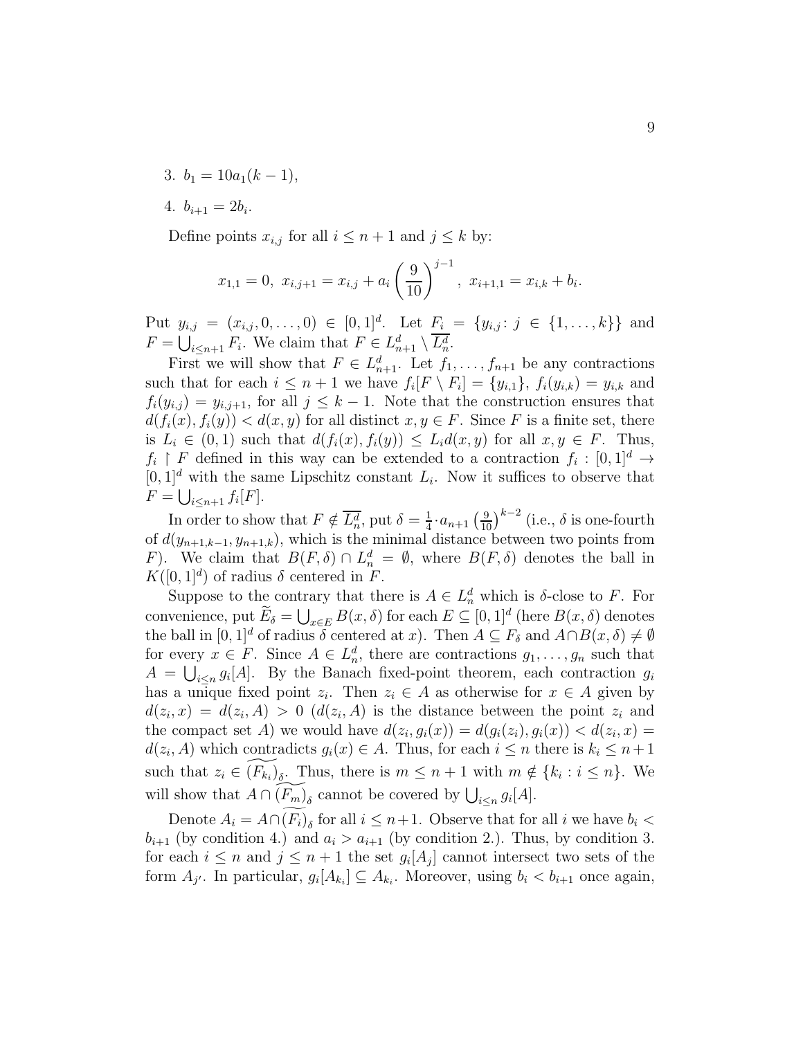3. $b_1 = 10a_1(k-1)$,

4. $b_{i+1} = 2b_i$.

Define points $x_{i,j}$ for all $i \le n+1$ and $j \le k$ by:

$$x_{1,1} = 0,\ x_{i,j+1} = x_{i,j} + a_i \left(\frac{9}{10}\right)^{j-1},\ x_{i+1,1} = x_{i,k} + b_i.$$

Put $y_{i,j} = (x_{i,j}, 0, \dots, 0) \in [0,1]^d$. Let $F_i = \{y_{i,j} \colon j \in \{1, \dots, k\}\}$ and $F = \bigcup_{i \le n+1} F_i$. We claim that $F \in L^d_{n+1} \setminus \overline{L^d_n}$.

First we will show that $F \in L^d_{n+1}$. Let $f_1, \dots, f_{n+1}$ be any contractions such that for each $i \le n+1$ we have $f_i[F \setminus F_i] = \{y_{i,1}\}$, $f_i(y_{i,k}) = y_{i,k}$ and $f_i(y_{i,j}) = y_{i,j+1}$, for all $j \le k-1$. Note that the construction ensures that $d(f_i(x), f_i(y)) < d(x,y)$ for all distinct $x, y \in F$. Since $F$ is a finite set, there is $L_i \in (0,1)$ such that $d(f_i(x), f_i(y)) \le L_i d(x,y)$ for all $x, y \in F$. Thus, $f_i \restriction F$ defined in this way can be extended to a contraction $f_i : [0,1]^d \to [0,1]^d$ with the same Lipschitz constant $L_i$. Now it suffices to observe that $F = \bigcup_{i \le n+1} f_i[F]$.

In order to show that $F \notin \overline{L^d_n}$, put $\delta = \frac{1}{4} \cdot a_{n+1} \left(\frac{9}{10}\right)^{k-2}$ (i.e., $\delta$ is one-fourth of $d(y_{n+1,k-1}, y_{n+1,k})$, which is the minimal distance between two points from $F$). We claim that $B(F, \delta) \cap L^d_n = \emptyset$, where $B(F, \delta)$ denotes the ball in $K([0,1]^d)$ of radius $\delta$ centered in $F$.

Suppose to the contrary that there is $A \in L^d_n$ which is $\delta$-close to $F$. For convenience, put $\widetilde{E}_\delta = \bigcup_{x \in E} B(x, \delta)$ for each $E \subseteq [0,1]^d$ (here $B(x, \delta)$ denotes the ball in $[0,1]^d$ of radius $\delta$ centered at $x$). Then $A \subseteq F_\delta$ and $A \cap B(x, \delta) \neq \emptyset$ for every $x \in F$. Since $A \in L^d_n$, there are contractions $g_1, \dots, g_n$ such that $A = \bigcup_{i \le n} g_i[A]$. By the Banach fixed-point theorem, each contraction $g_i$ has a unique fixed point $z_i$. Then $z_i \in A$ as otherwise for $x \in A$ given by $d(z_i, x) = d(z_i, A) > 0$ ($d(z_i, A)$ is the distance between the point $z_i$ and the compact set $A$) we would have $d(z_i, g_i(x)) = d(g_i(z_i), g_i(x)) < d(z_i, x) = d(z_i, A)$ which contradicts $g_i(x) \in A$. Thus, for each $i \le n$ there is $k_i \le n+1$ such that $z_i \in \widetilde{(F_{k_i})}_\delta$. Thus, there is $m \le n+1$ with $m \notin \{k_i : i \le n\}$. We will show that $A \cap \widetilde{(F_m)}_\delta$ cannot be covered by $\bigcup_{i \le n} g_i[A]$.

Denote $A_i = A \cap \widetilde{(F_i)}_\delta$ for all $i \le n+1$. Observe that for all $i$ we have $b_i < b_{i+1}$ (by condition 4.) and $a_i > a_{i+1}$ (by condition 2.). Thus, by condition 3. for each $i \le n$ and $j \le n+1$ the set $g_i[A_j]$ cannot intersect two sets of the form $A_{j'}$. In particular, $g_i[A_{k_i}] \subseteq A_{k_i}$. Moreover, using $b_i < b_{i+1}$ once again,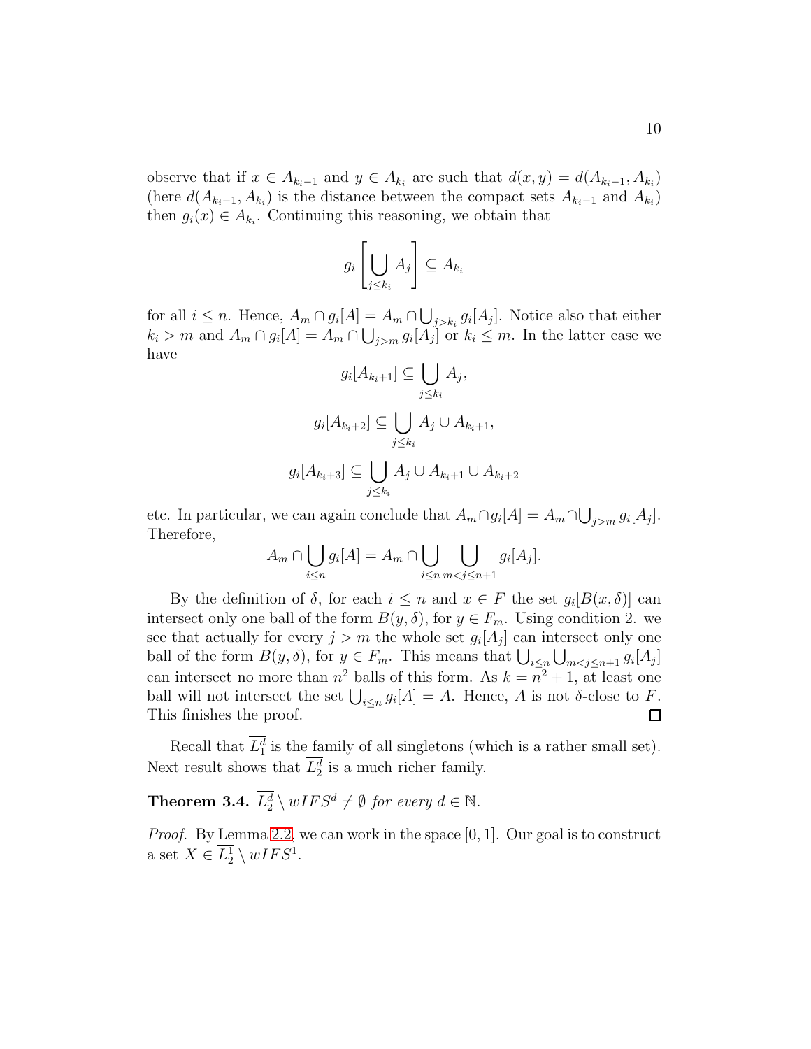observe that if $x \in A_{k_i - 1}$ and $y \in A_{k_i}$ are such that $d(x, y) = d(A_{k_i-1}, A_{k_i})$ (here $d(A_{k_i-1}, A_{k_i})$ is the distance between the compact sets $A_{k_i-1}$ and $A_{k_i}$) then $g_i(x) \in A_{k_i}$. Continuing this reasoning, we obtain that

$$g_i\left[\bigcup_{j \le k_i} A_j\right] \subseteq A_{k_i}$$

for all $i \le n$. Hence, $A_m \cap g_i[A] = A_m \cap \bigcup_{j > k_i} g_i[A_j]$. Notice also that either $k_i > m$ and $A_m \cap g_i[A] = A_m \cap \bigcup_{j>m} g_i[A_j]$ or $k_i \le m$. In the latter case we have

$$g_i[A_{k_i+1}] \subseteq \bigcup_{j \le k_i} A_j,$$

$$g_i[A_{k_i+2}] \subseteq \bigcup_{j \le k_i} A_j \cup A_{k_i+1},$$

$$g_i[A_{k_i+3}] \subseteq \bigcup_{j \le k_i} A_j \cup A_{k_i+1} \cup A_{k_i+2}$$

etc. In particular, we can again conclude that $A_m \cap g_i[A] = A_m \cap \bigcup_{j>m} g_i[A_j]$. Therefore,

$$A_m \cap \bigcup_{i \le n} g_i[A] = A_m \cap \bigcup_{i \le n} \bigcup_{m < j \le n+1} g_i[A_j].$$

By the definition of $\delta$, for each $i \le n$ and $x \in F$ the set $g_i[B(x, \delta)]$ can intersect only one ball of the form $B(y, \delta)$, for $y \in F_m$. Using condition 2. we see that actually for every $j > m$ the whole set $g_i[A_j]$ can intersect only one ball of the form $B(y, \delta)$, for $y \in F_m$. This means that $\bigcup_{i \le n} \bigcup_{m<j \le n+1} g_i[A_j]$ can intersect no more than $n^2$ balls of this form. As $k = n^2 + 1$, at least one ball will not intersect the set $\bigcup_{i \le n} g_i[A] = A$. Hence, $A$ is not $\delta$-close to $F$. This finishes the proof. $\square$

Recall that $\overline{L_1^d}$ is the family of all singletons (which is a rather small set). Next result shows that $\overline{L_2^d}$ is a much richer family.

**Theorem 3.4.** *$\overline{L_2^d} \setminus wIFS^d \neq \emptyset$ for every $d \in \mathbb{N}$.*

*Proof.* By Lemma 2.2, we can work in the space $[0, 1]$. Our goal is to construct a set $X \in \overline{L_2^1} \setminus wIFS^1$.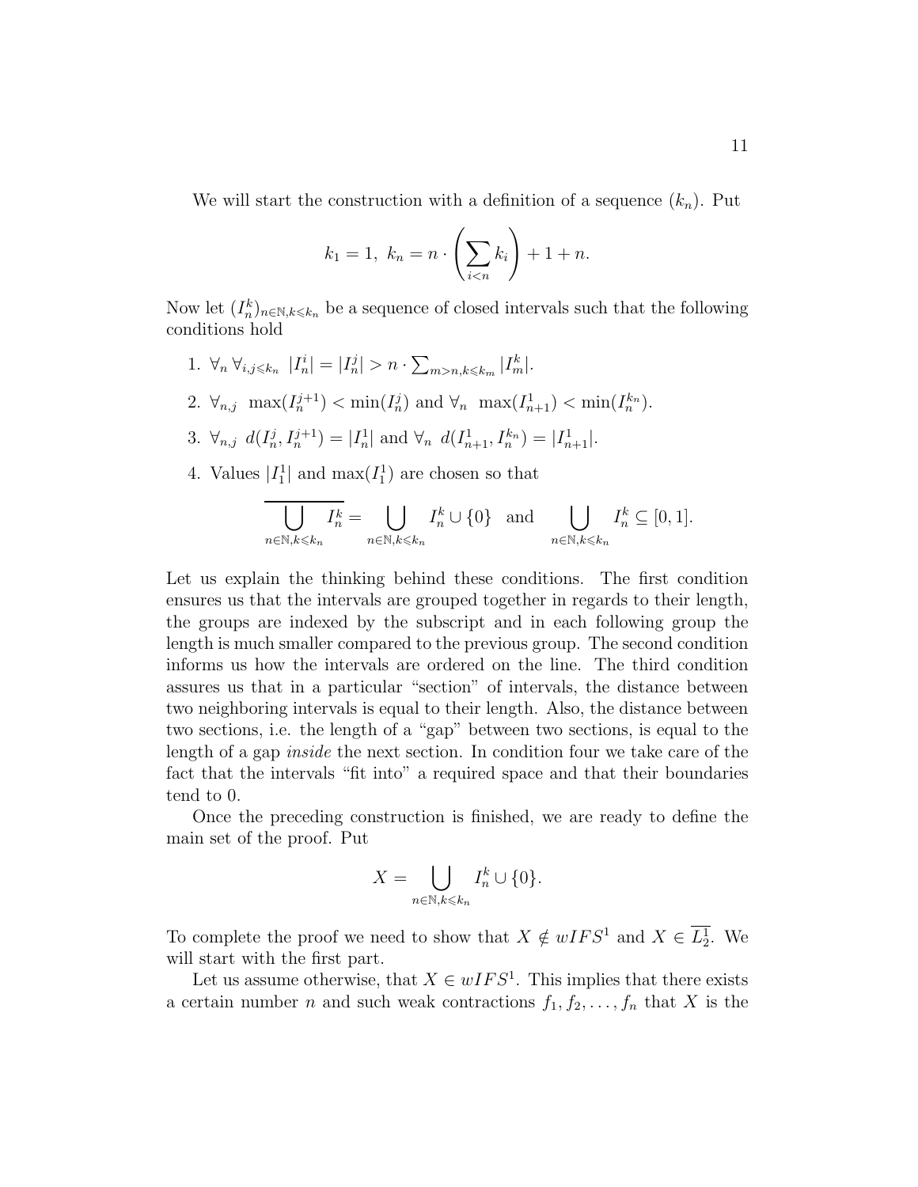We will start the construction with a definition of a sequence $(k_n)$. Put

$$k_1 = 1,\ k_n = n \cdot \left( \sum_{i<n} k_i \right) + 1 + n.$$

Now let $(I_n^k)_{n \in \mathbb{N}, k \leqslant k_n}$ be a sequence of closed intervals such that the following conditions hold

1. $\forall_n \forall_{i,j \leqslant k_n}\ |I_n^i| = |I_n^j| > n \cdot \sum_{m>n, k \leqslant k_m} |I_m^k|$.
2. $\forall_{n,j}\ \max(I_n^{j+1}) < \min(I_n^j)$ and $\forall_n\ \max(I_{n+1}^1) < \min(I_n^{k_n})$.
3. $\forall_{n,j}\ d(I_n^j, I_n^{j+1}) = |I_n^1|$ and $\forall_n\ d(I_{n+1}^1, I_n^{k_n}) = |I_{n+1}^1|$.
4. Values $|I_1^1|$ and $\max(I_1^1)$ are chosen so that

$$\overline{\bigcup_{n \in \mathbb{N}, k \leqslant k_n} I_n^k} = \bigcup_{n \in \mathbb{N}, k \leqslant k_n} I_n^k \cup \{0\} \quad \text{and} \quad \bigcup_{n \in \mathbb{N}, k \leqslant k_n} I_n^k \subseteq [0, 1].$$

Let us explain the thinking behind these conditions. The first condition ensures us that the intervals are grouped together in regards to their length, the groups are indexed by the subscript and in each following group the length is much smaller compared to the previous group. The second condition informs us how the intervals are ordered on the line. The third condition assures us that in a particular "section" of intervals, the distance between two neighboring intervals is equal to their length. Also, the distance between two sections, i.e. the length of a "gap" between two sections, is equal to the length of a gap *inside* the next section. In condition four we take care of the fact that the intervals "fit into" a required space and that their boundaries tend to 0.

Once the preceding construction is finished, we are ready to define the main set of the proof. Put

$$X = \bigcup_{n \in \mathbb{N}, k \leqslant k_n} I_n^k \cup \{0\}.$$

To complete the proof we need to show that $X \notin wIFS^1$ and $X \in \overline{L_2^1}$. We will start with the first part.

Let us assume otherwise, that $X \in wIFS^1$. This implies that there exists a certain number $n$ and such weak contractions $f_1, f_2, \ldots, f_n$ that $X$ is the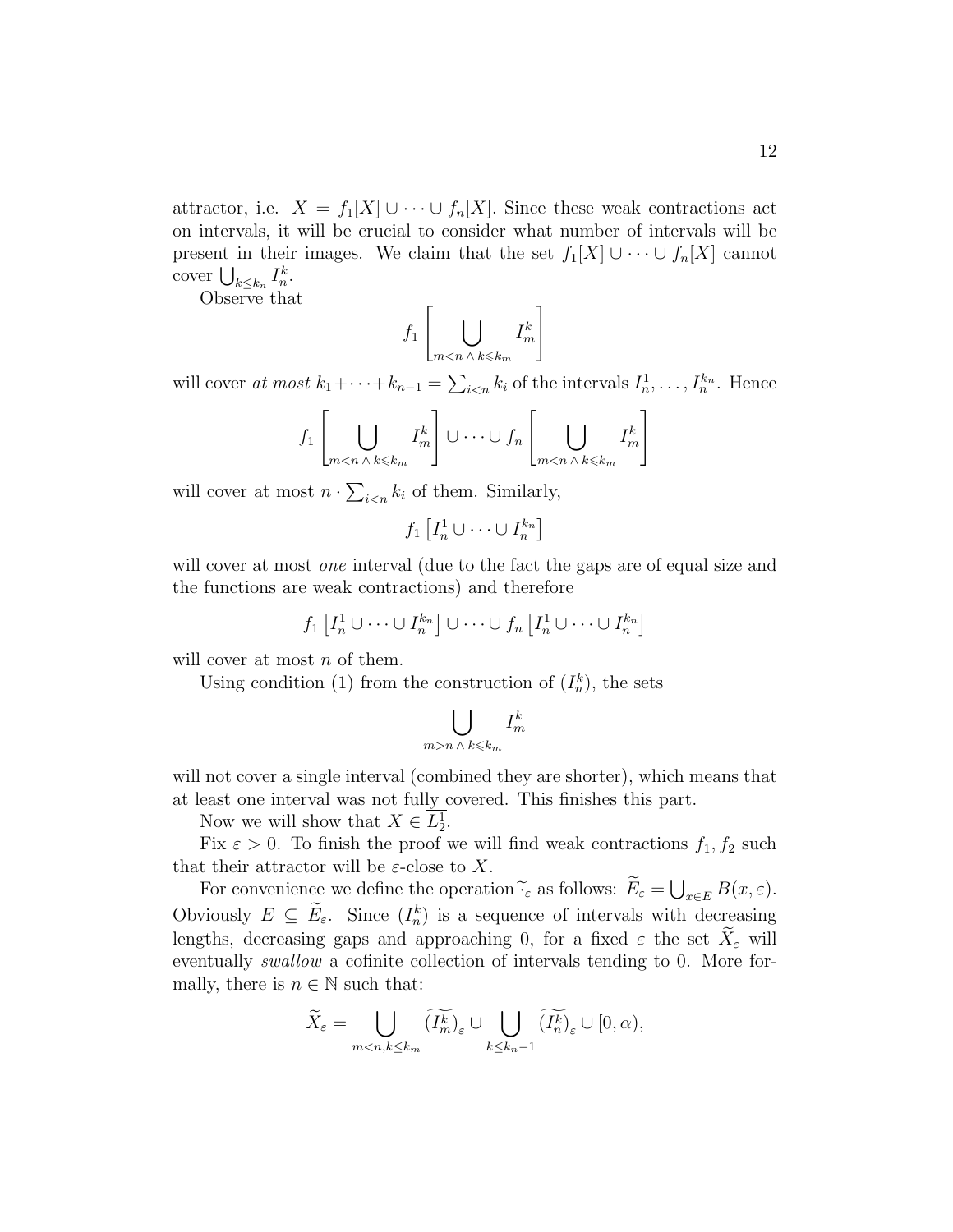attractor, i.e. $X = f_1[X] \cup \dots \cup f_n[X]$. Since these weak contractions act on intervals, it will be crucial to consider what number of intervals will be present in their images. We claim that the set $f_1[X] \cup \dots \cup f_n[X]$ cannot cover $\bigcup_{k \le k_n} I_n^k$.

Observe that

$$f_1 \left[ \bigcup_{m<n \,\wedge\, k \leqslant k_m} I_m^k \right]$$

will cover *at most* $k_1 + \dots + k_{n-1} = \sum_{i<n} k_i$ of the intervals $I_n^1, \dots, I_n^{k_n}$. Hence

$$f_1 \left[ \bigcup_{m<n \,\wedge\, k \leqslant k_m} I_m^k \right] \cup \dots \cup f_n \left[ \bigcup_{m<n \,\wedge\, k \leqslant k_m} I_m^k \right]$$

will cover at most $n \cdot \sum_{i<n} k_i$ of them. Similarly,

$$f_1 \left[ I_n^1 \cup \dots \cup I_n^{k_n} \right]$$

will cover at most *one* interval (due to the fact the gaps are of equal size and the functions are weak contractions) and therefore

$$f_1 \left[ I_n^1 \cup \dots \cup I_n^{k_n} \right] \cup \dots \cup f_n \left[ I_n^1 \cup \dots \cup I_n^{k_n} \right]$$

will cover at most $n$ of them.

Using condition (1) from the construction of $(I_n^k)$, the sets

$$\bigcup_{m>n \,\wedge\, k \leqslant k_m} I_m^k$$

will not cover a single interval (combined they are shorter), which means that at least one interval was not fully covered. This finishes this part.

Now we will show that $X \in \overline{L_2^1}$.

Fix $\varepsilon > 0$. To finish the proof we will find weak contractions $f_1, f_2$ such that their attractor will be $\varepsilon$-close to $X$.

For convenience we define the operation $\widetilde{\cdot}_\varepsilon$ as follows: $\widetilde{E}_\varepsilon = \bigcup_{x \in E} B(x, \varepsilon)$. Obviously $E \subseteq \widetilde{E}_\varepsilon$. Since $(I_n^k)$ is a sequence of intervals with decreasing lengths, decreasing gaps and approaching 0, for a fixed $\varepsilon$ the set $\widetilde{X}_\varepsilon$ will eventually *swallow* a cofinite collection of intervals tending to 0. More formally, there is $n \in \mathbb{N}$ such that:

$$\widetilde{X}_\varepsilon = \bigcup_{m<n, k \le k_m} \widetilde{(I_m^k)}_\varepsilon \cup \bigcup_{k \le k_n - 1} \widetilde{(I_n^k)}_\varepsilon \cup [0, \alpha),$$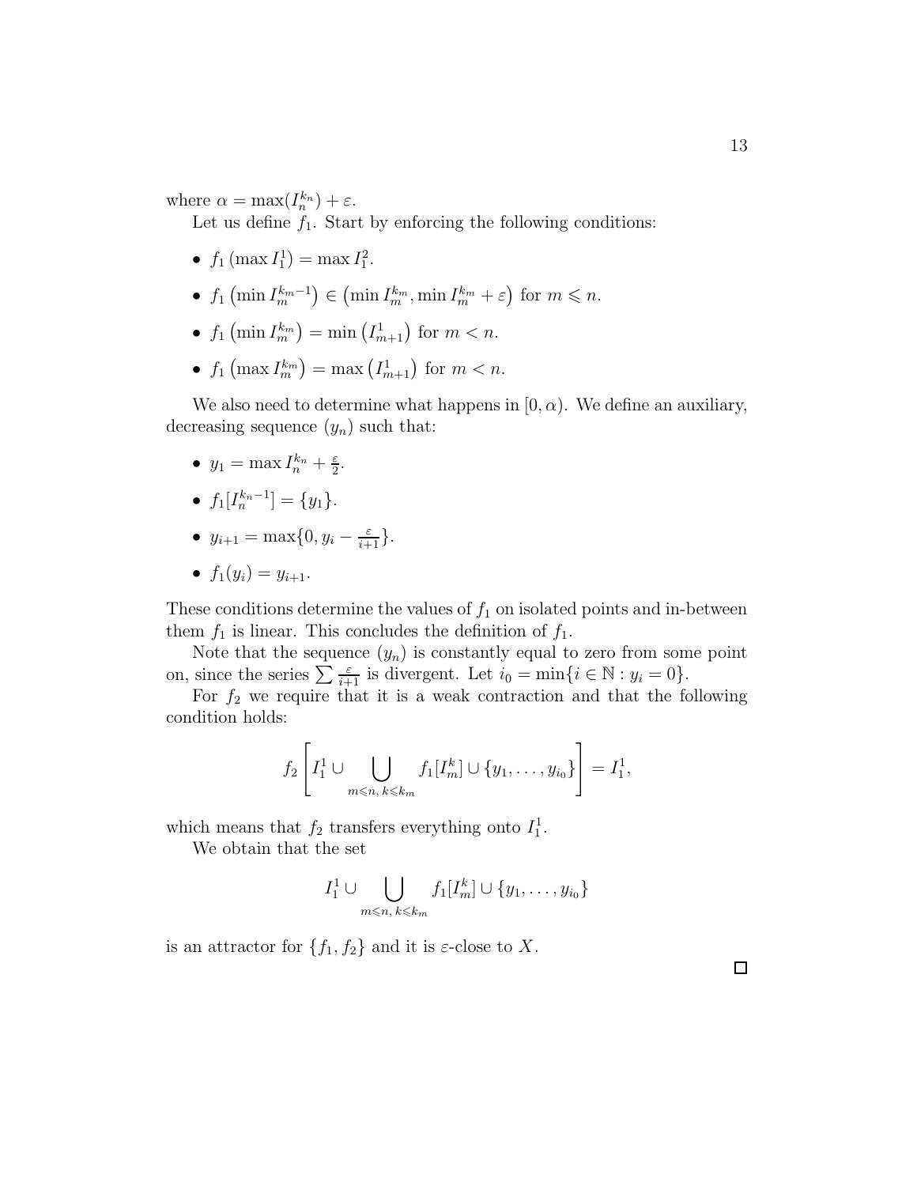where $\alpha = \max(I_n^{k_n}) + \varepsilon$.

Let us define $f_1$. Start by enforcing the following conditions:

- $f_1(\max I_1^1) = \max I_1^2$.
- $f_1(\min I_m^{k_m - 1}) \in (\min I_m^{k_m}, \min I_m^{k_m} + \varepsilon)$ for $m \leqslant n$.
- $f_1(\min I_m^{k_m}) = \min(I_{m+1}^1)$ for $m < n$.
- $f_1(\max I_m^{k_m}) = \max(I_{m+1}^1)$ for $m < n$.

We also need to determine what happens in $[0, \alpha)$. We define an auxiliary, decreasing sequence $(y_n)$ such that:

- $y_1 = \max I_n^{k_n} + \frac{\varepsilon}{2}$.
- $f_1[I_n^{k_n - 1}] = \{y_1\}$.
- $y_{i+1} = \max\{0, y_i - \frac{\varepsilon}{i+1}\}$.
- $f_1(y_i) = y_{i+1}$.

These conditions determine the values of $f_1$ on isolated points and in-between them $f_1$ is linear. This concludes the definition of $f_1$.

Note that the sequence $(y_n)$ is constantly equal to zero from some point on, since the series $\sum \frac{\varepsilon}{i+1}$ is divergent. Let $i_0 = \min\{i \in \mathbb{N} : y_i = 0\}$.

For $f_2$ we require that it is a weak contraction and that the following condition holds:

$$f_2 \left[ I_1^1 \cup \bigcup_{m \leqslant n,\, k \leqslant k_m} f_1[I_m^k] \cup \{y_1, \ldots, y_{i_0}\} \right] = I_1^1,$$

which means that $f_2$ transfers everything onto $I_1^1$.

We obtain that the set

$$I_1^1 \cup \bigcup_{m \leqslant n,\, k \leqslant k_m} f_1[I_m^k] \cup \{y_1, \ldots, y_{i_0}\}$$

is an attractor for $\{f_1, f_2\}$ and it is $\varepsilon$-close to $X$.

$\square$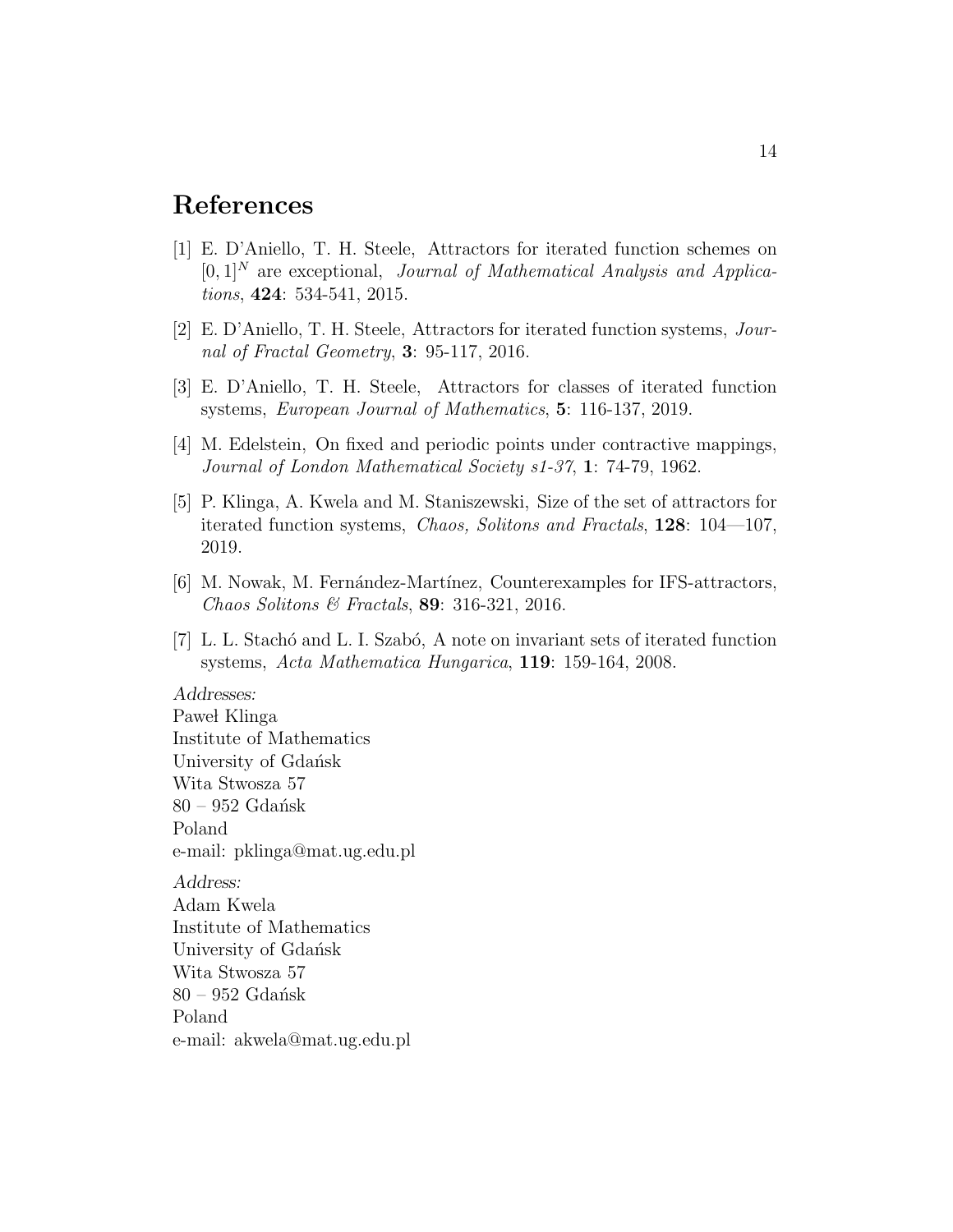# References

[1] E. D'Aniello, T. H. Steele, Attractors for iterated function schemes on $[0,1]^N$ are exceptional, *Journal of Mathematical Analysis and Applications*, **424**: 534-541, 2015.

[2] E. D'Aniello, T. H. Steele, Attractors for iterated function systems, *Journal of Fractal Geometry*, **3**: 95-117, 2016.

[3] E. D'Aniello, T. H. Steele, Attractors for classes of iterated function systems, *European Journal of Mathematics*, **5**: 116-137, 2019.

[4] M. Edelstein, On fixed and periodic points under contractive mappings, *Journal of London Mathematical Society s1-37*, **1**: 74-79, 1962.

[5] P. Klinga, A. Kwela and M. Staniszewski, Size of the set of attractors for iterated function systems, *Chaos, Solitons and Fractals*, **128**: 104—107, 2019.

[6] M. Nowak, M. Fernández-Martínez, Counterexamples for IFS-attractors, *Chaos Solitons & Fractals*, **89**: 316-321, 2016.

[7] L. L. Stachó and L. I. Szabó, A note on invariant sets of iterated function systems, *Acta Mathematica Hungarica*, **119**: 159-164, 2008.

*Addresses:*
Paweł Klinga
Institute of Mathematics
University of Gdańsk
Wita Stwosza 57
80 – 952 Gdańsk
Poland
e-mail: pklinga@mat.ug.edu.pl

*Address:*
Adam Kwela
Institute of Mathematics
University of Gdańsk
Wita Stwosza 57
80 – 952 Gdańsk
Poland
e-mail: akwela@mat.ug.edu.pl